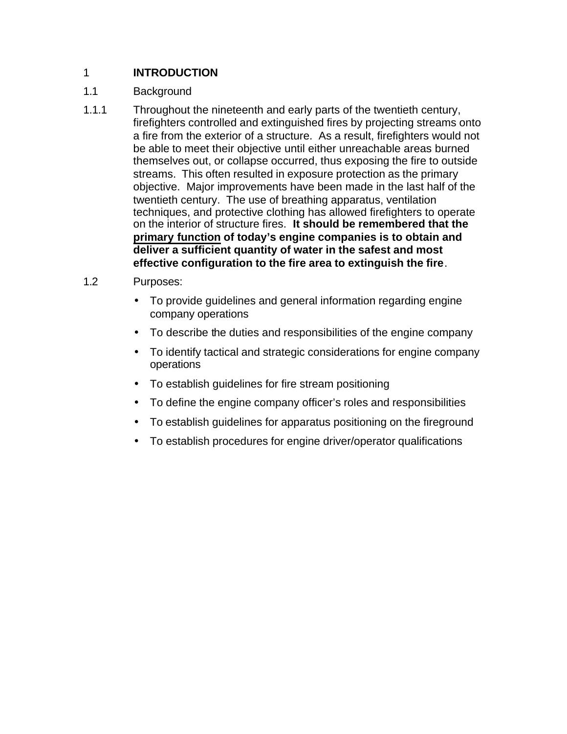# 1 INTRODUCTION

## 1.1 Background

1.1.1 Throughout the nineteenth and early parts of the twentieth century, firefighters controlled and extinguished fires by projecting streams onto a fire from the exterior of a structure. As a result, firefighters would not be able to meet their objective until either unreachable areas burned themselves out, or collapse occurred, thus exposing the fire to outside streams. This often resulted in exposure protection as the primary objective. Major improvements have been made in the last half of the twentieth century. The use of breathing apparatus, ventilation techniques, and protective clothing has allowed firefighters to operate on the interior of structure fires. **It should be remembered that the <u>primary function</u> of today's engine companies is to obtain and deliver a sufficient quantity of water in the safest and most effective configuration to the fire area to extinguish the fire**.

## 1.2 Purposes:

- To provide guidelines and general information regarding engine company operations
- To describe the duties and responsibilities of the engine company
- To identify tactical and strategic considerations for engine company operations
- To establish guidelines for fire stream positioning
- To define the engine company officer's roles and responsibilities
- To establish guidelines for apparatus positioning on the fireground
- To establish procedures for engine driver/operator qualifications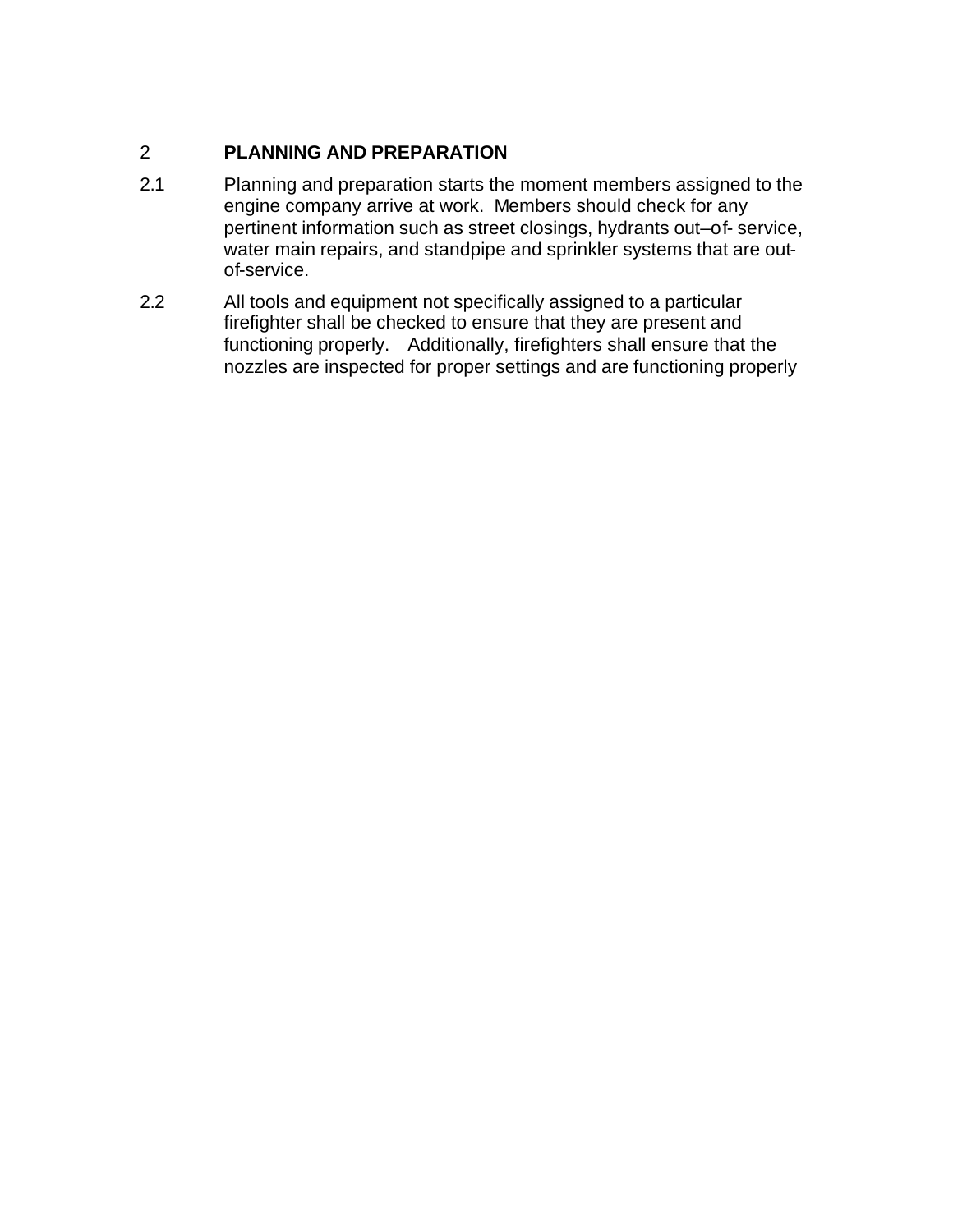## 2 PLANNING AND PREPARATION

2.1 Planning and preparation starts the moment members assigned to the engine company arrive at work. Members should check for any pertinent information such as street closings, hydrants out–of- service, water main repairs, and standpipe and sprinkler systems that are out-of-service.

2.2 All tools and equipment not specifically assigned to a particular firefighter shall be checked to ensure that they are present and functioning properly. Additionally, firefighters shall ensure that the nozzles are inspected for proper settings and are functioning properly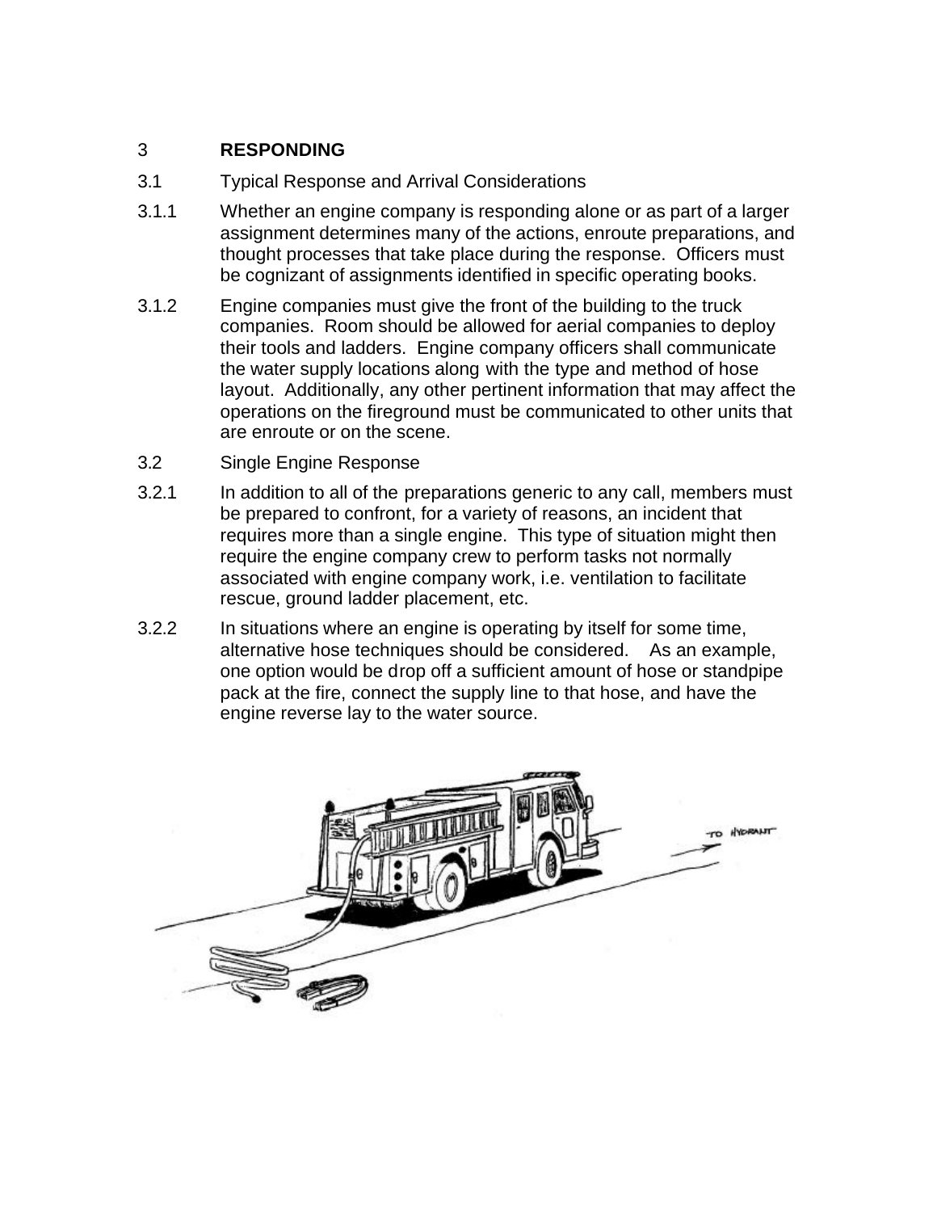# 3 RESPONDING

## 3.1 Typical Response and Arrival Considerations

3.1.1 Whether an engine company is responding alone or as part of a larger assignment determines many of the actions, enroute preparations, and thought processes that take place during the response. Officers must be cognizant of assignments identified in specific operating books.

3.1.2 Engine companies must give the front of the building to the truck companies. Room should be allowed for aerial companies to deploy their tools and ladders. Engine company officers shall communicate the water supply locations along with the type and method of hose layout. Additionally, any other pertinent information that may affect the operations on the fireground must be communicated to other units that are enroute or on the scene.

## 3.2 Single Engine Response

3.2.1 In addition to all of the preparations generic to any call, members must be prepared to confront, for a variety of reasons, an incident that requires more than a single engine. This type of situation might then require the engine company crew to perform tasks not normally associated with engine company work, i.e. ventilation to facilitate rescue, ground ladder placement, etc.

3.2.2 In situations where an engine is operating by itself for some time, alternative hose techniques should be considered. As an example, one option would be drop off a sufficient amount of hose or standpipe pack at the fire, connect the supply line to that hose, and have the engine reverse lay to the water source.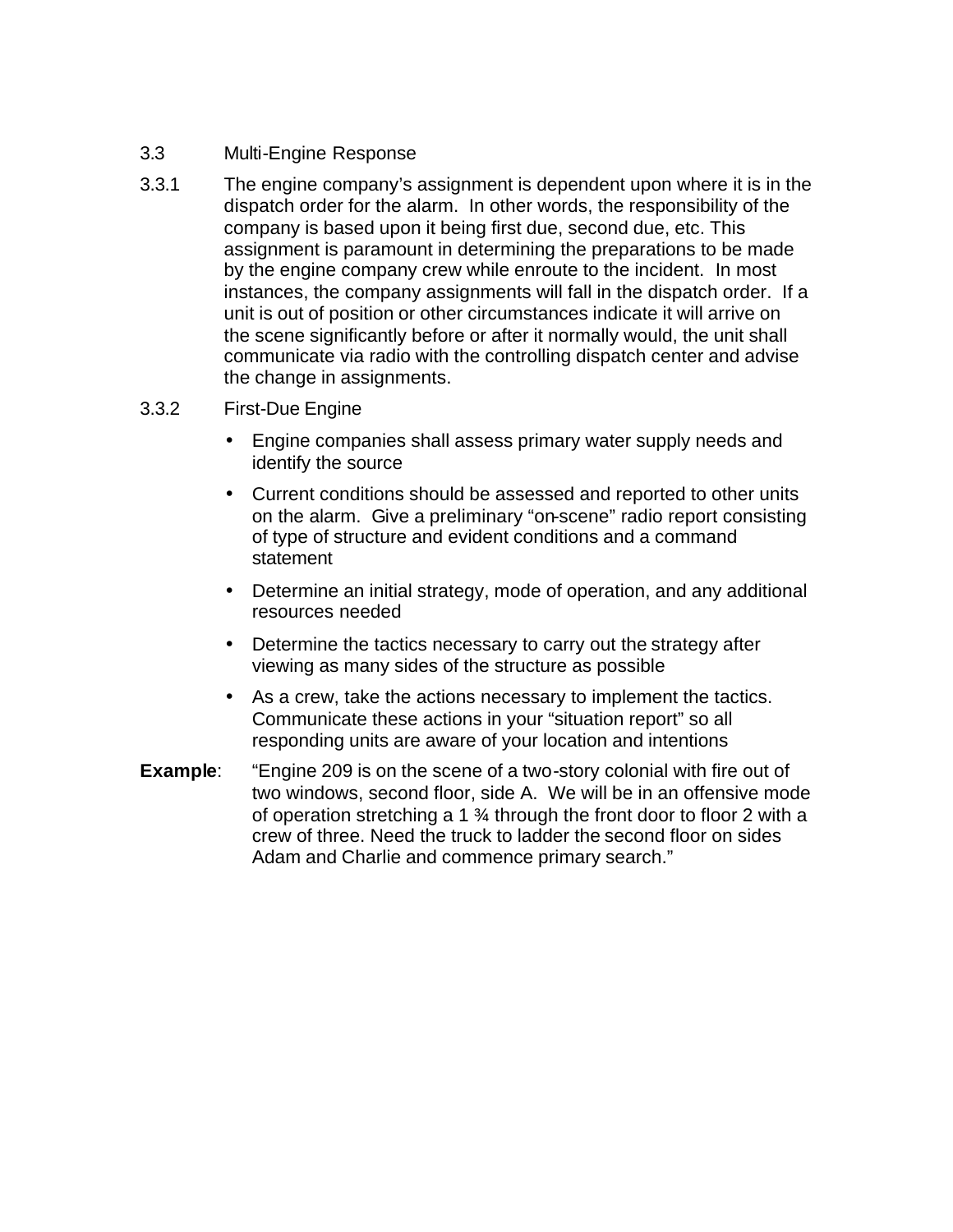### 3.3 Multi-Engine Response

3.3.1 The engine company's assignment is dependent upon where it is in the dispatch order for the alarm. In other words, the responsibility of the company is based upon it being first due, second due, etc. This assignment is paramount in determining the preparations to be made by the engine company crew while enroute to the incident. In most instances, the company assignments will fall in the dispatch order. If a unit is out of position or other circumstances indicate it will arrive on the scene significantly before or after it normally would, the unit shall communicate via radio with the controlling dispatch center and advise the change in assignments.

3.3.2 First-Due Engine

- Engine companies shall assess primary water supply needs and identify the source
- Current conditions should be assessed and reported to other units on the alarm. Give a preliminary "on-scene" radio report consisting of type of structure and evident conditions and a command statement
- Determine an initial strategy, mode of operation, and any additional resources needed
- Determine the tactics necessary to carry out the strategy after viewing as many sides of the structure as possible
- As a crew, take the actions necessary to implement the tactics. Communicate these actions in your "situation report" so all responding units are aware of your location and intentions

**Example**: "Engine 209 is on the scene of a two-story colonial with fire out of two windows, second floor, side A. We will be in an offensive mode of operation stretching a 1 ¾ through the front door to floor 2 with a crew of three. Need the truck to ladder the second floor on sides Adam and Charlie and commence primary search."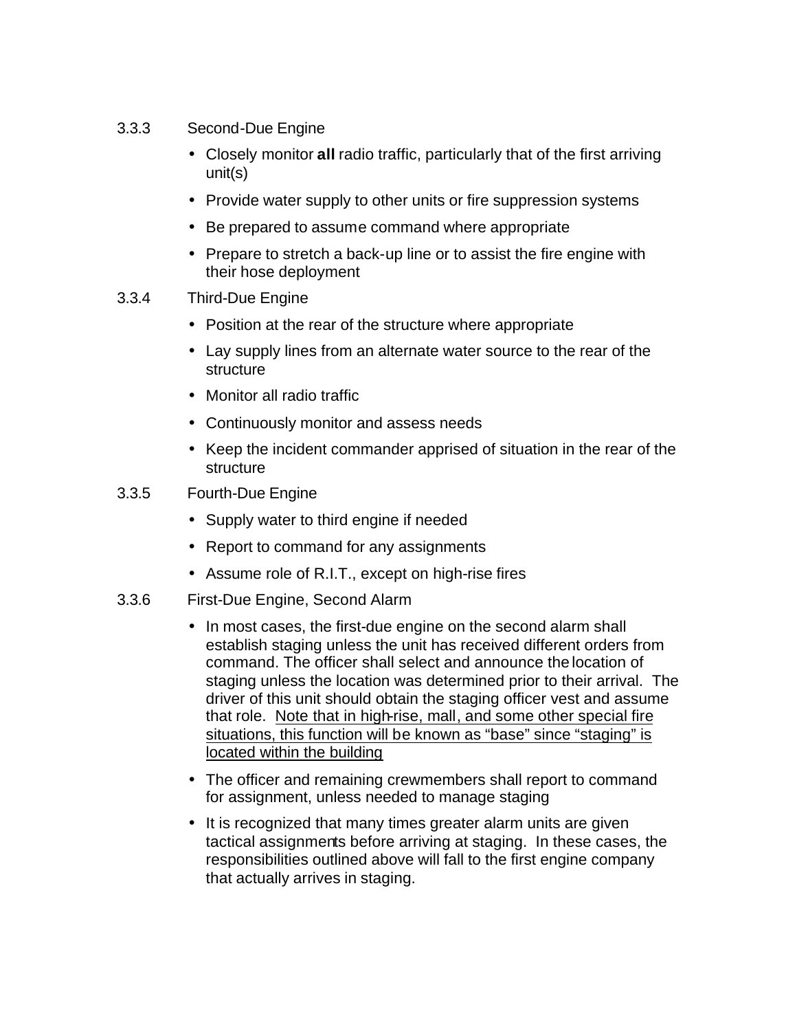### 3.3.3 Second-Due Engine

- Closely monitor **all** radio traffic, particularly that of the first arriving unit(s)
- Provide water supply to other units or fire suppression systems
- Be prepared to assume command where appropriate
- Prepare to stretch a back-up line or to assist the fire engine with their hose deployment

### 3.3.4 Third-Due Engine

- Position at the rear of the structure where appropriate
- Lay supply lines from an alternate water source to the rear of the structure
- Monitor all radio traffic
- Continuously monitor and assess needs
- Keep the incident commander apprised of situation in the rear of the structure

### 3.3.5 Fourth-Due Engine

- Supply water to third engine if needed
- Report to command for any assignments
- Assume role of R.I.T., except on high-rise fires

### 3.3.6 First-Due Engine, Second Alarm

- In most cases, the first-due engine on the second alarm shall establish staging unless the unit has received different orders from command. The officer shall select and announce the location of staging unless the location was determined prior to their arrival. The driver of this unit should obtain the staging officer vest and assume that role. <u>Note that in high-rise, mall, and some other special fire situations, this function will be known as "base" since "staging" is located within the building</u>
- The officer and remaining crewmembers shall report to command for assignment, unless needed to manage staging
- It is recognized that many times greater alarm units are given tactical assignments before arriving at staging. In these cases, the responsibilities outlined above will fall to the first engine company that actually arrives in staging.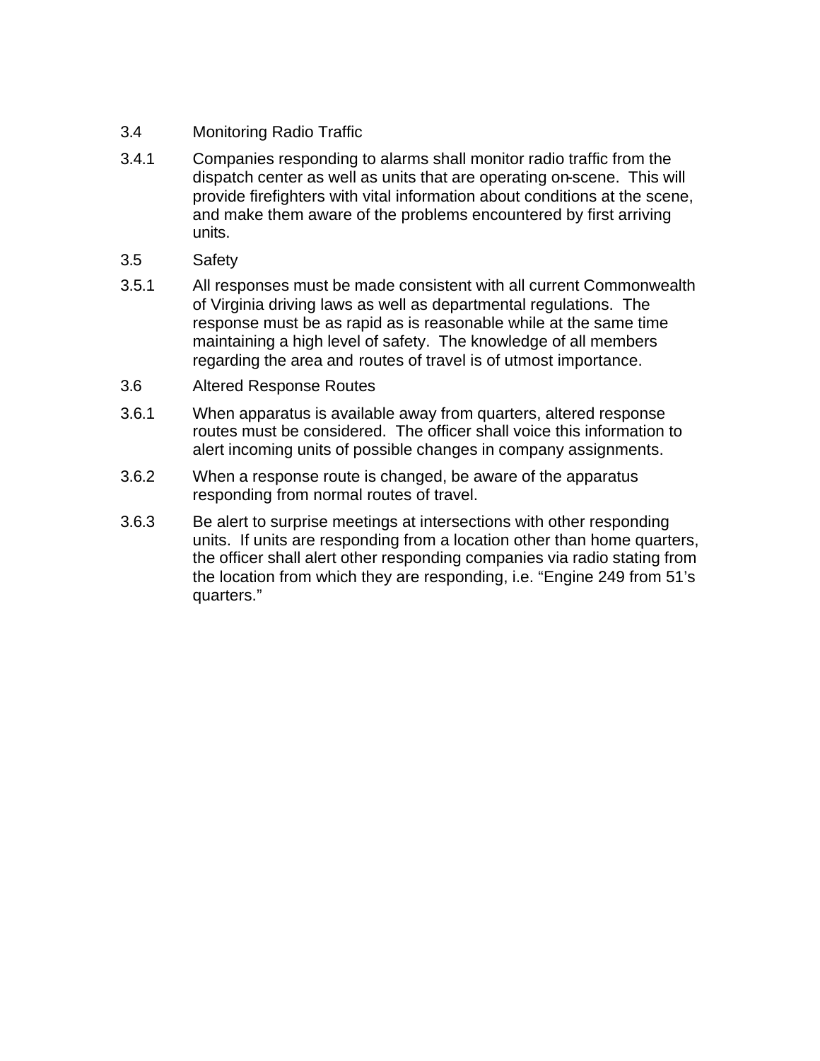3.4 Monitoring Radio Traffic

3.4.1 Companies responding to alarms shall monitor radio traffic from the dispatch center as well as units that are operating on-scene. This will provide firefighters with vital information about conditions at the scene, and make them aware of the problems encountered by first arriving units.

3.5 Safety

3.5.1 All responses must be made consistent with all current Commonwealth of Virginia driving laws as well as departmental regulations. The response must be as rapid as is reasonable while at the same time maintaining a high level of safety. The knowledge of all members regarding the area and routes of travel is of utmost importance.

3.6 Altered Response Routes

3.6.1 When apparatus is available away from quarters, altered response routes must be considered. The officer shall voice this information to alert incoming units of possible changes in company assignments.

3.6.2 When a response route is changed, be aware of the apparatus responding from normal routes of travel.

3.6.3 Be alert to surprise meetings at intersections with other responding units. If units are responding from a location other than home quarters, the officer shall alert other responding companies via radio stating from the location from which they are responding, i.e. "Engine 249 from 51's quarters."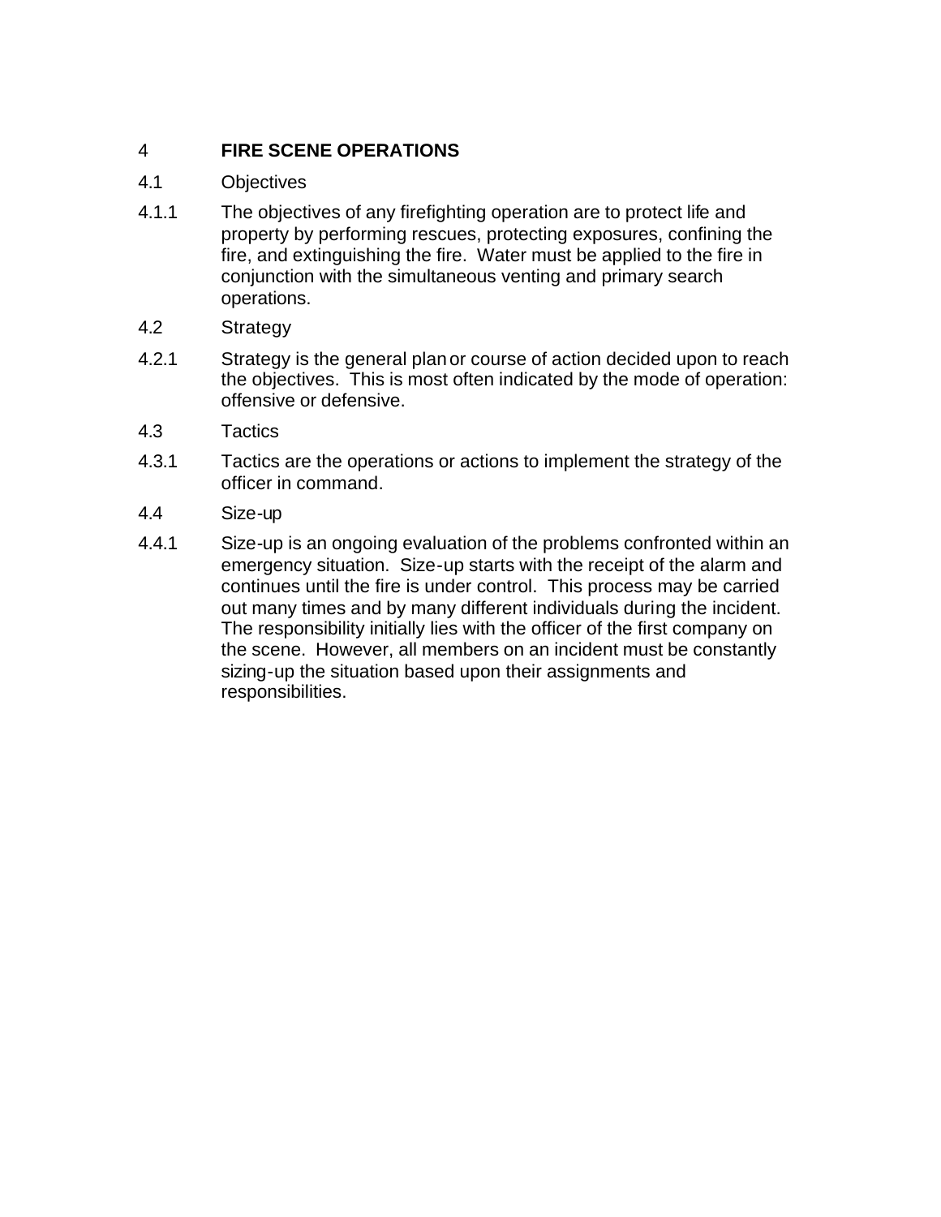# 4 FIRE SCENE OPERATIONS

## 4.1 Objectives

4.1.1 The objectives of any firefighting operation are to protect life and property by performing rescues, protecting exposures, confining the fire, and extinguishing the fire. Water must be applied to the fire in conjunction with the simultaneous venting and primary search operations.

## 4.2 Strategy

4.2.1 Strategy is the general plan or course of action decided upon to reach the objectives. This is most often indicated by the mode of operation: offensive or defensive.

## 4.3 Tactics

4.3.1 Tactics are the operations or actions to implement the strategy of the officer in command.

## 4.4 Size-up

4.4.1 Size-up is an ongoing evaluation of the problems confronted within an emergency situation. Size-up starts with the receipt of the alarm and continues until the fire is under control. This process may be carried out many times and by many different individuals during the incident. The responsibility initially lies with the officer of the first company on the scene. However, all members on an incident must be constantly sizing-up the situation based upon their assignments and responsibilities.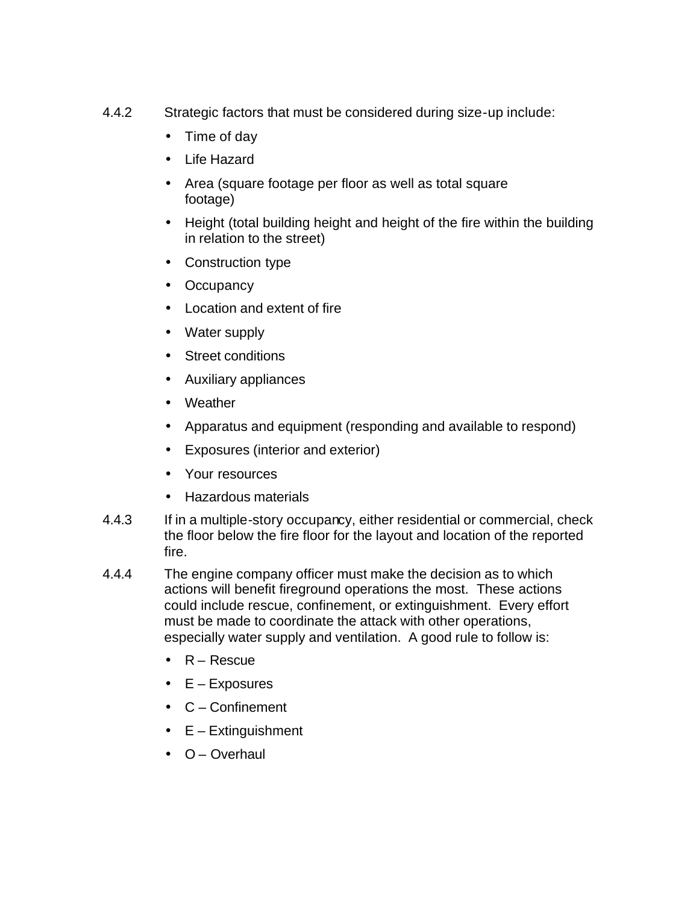4.4.2 Strategic factors that must be considered during size-up include:

- Time of day
- Life Hazard
- Area (square footage per floor as well as total square footage)
- Height (total building height and height of the fire within the building in relation to the street)
- Construction type
- Occupancy
- Location and extent of fire
- Water supply
- Street conditions
- Auxiliary appliances
- Weather
- Apparatus and equipment (responding and available to respond)
- Exposures (interior and exterior)
- Your resources
- Hazardous materials

4.4.3 If in a multiple-story occupancy, either residential or commercial, check the floor below the fire floor for the layout and location of the reported fire.

4.4.4 The engine company officer must make the decision as to which actions will benefit fireground operations the most. These actions could include rescue, confinement, or extinguishment. Every effort must be made to coordinate the attack with other operations, especially water supply and ventilation. A good rule to follow is:

- R – Rescue
- E – Exposures
- C – Confinement
- E – Extinguishment
- O – Overhaul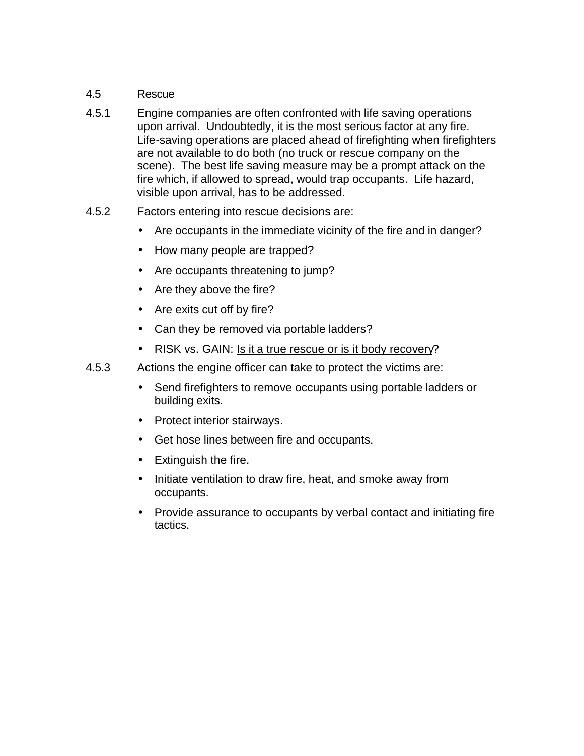## 4.5 Rescue

4.5.1 Engine companies are often confronted with life saving operations upon arrival. Undoubtedly, it is the most serious factor at any fire. Life-saving operations are placed ahead of firefighting when firefighters are not available to do both (no truck or rescue company on the scene). The best life saving measure may be a prompt attack on the fire which, if allowed to spread, would trap occupants. Life hazard, visible upon arrival, has to be addressed.

4.5.2 Factors entering into rescue decisions are:

- Are occupants in the immediate vicinity of the fire and in danger?
- How many people are trapped?
- Are occupants threatening to jump?
- Are they above the fire?
- Are exits cut off by fire?
- Can they be removed via portable ladders?
- RISK vs. GAIN: <u>Is it a true rescue or is it body recovery</u>?

4.5.3 Actions the engine officer can take to protect the victims are:

- Send firefighters to remove occupants using portable ladders or building exits.
- Protect interior stairways.
- Get hose lines between fire and occupants.
- Extinguish the fire.
- Initiate ventilation to draw fire, heat, and smoke away from occupants.
- Provide assurance to occupants by verbal contact and initiating fire tactics.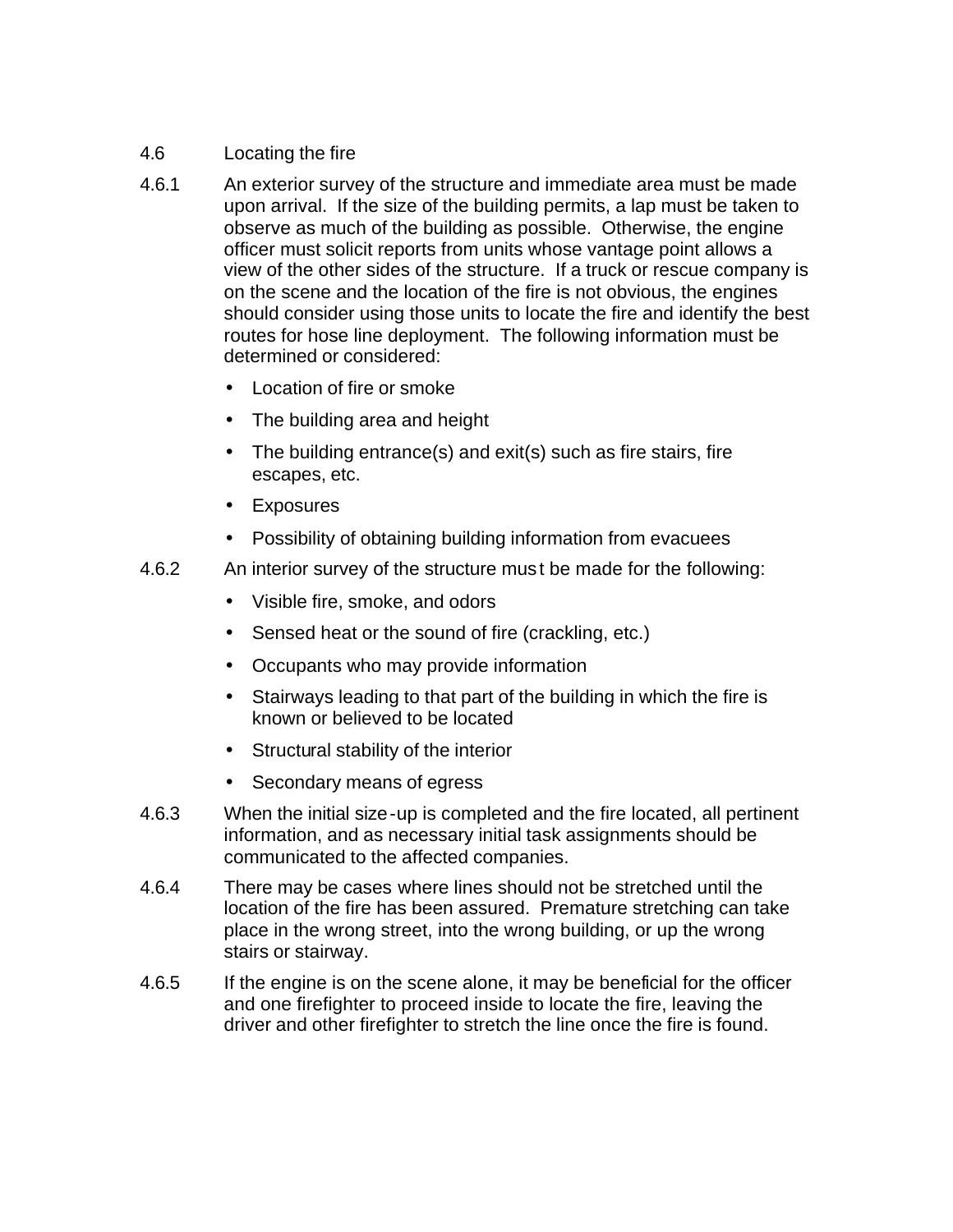## 4.6 Locating the fire

4.6.1 An exterior survey of the structure and immediate area must be made upon arrival. If the size of the building permits, a lap must be taken to observe as much of the building as possible. Otherwise, the engine officer must solicit reports from units whose vantage point allows a view of the other sides of the structure. If a truck or rescue company is on the scene and the location of the fire is not obvious, the engines should consider using those units to locate the fire and identify the best routes for hose line deployment. The following information must be determined or considered:

- Location of fire or smoke
- The building area and height
- The building entrance(s) and exit(s) such as fire stairs, fire escapes, etc.
- Exposures
- Possibility of obtaining building information from evacuees

4.6.2 An interior survey of the structure must be made for the following:

- Visible fire, smoke, and odors
- Sensed heat or the sound of fire (crackling, etc.)
- Occupants who may provide information
- Stairways leading to that part of the building in which the fire is known or believed to be located
- Structural stability of the interior
- Secondary means of egress

4.6.3 When the initial size-up is completed and the fire located, all pertinent information, and as necessary initial task assignments should be communicated to the affected companies.

4.6.4 There may be cases where lines should not be stretched until the location of the fire has been assured. Premature stretching can take place in the wrong street, into the wrong building, or up the wrong stairs or stairway.

4.6.5 If the engine is on the scene alone, it may be beneficial for the officer and one firefighter to proceed inside to locate the fire, leaving the driver and other firefighter to stretch the line once the fire is found.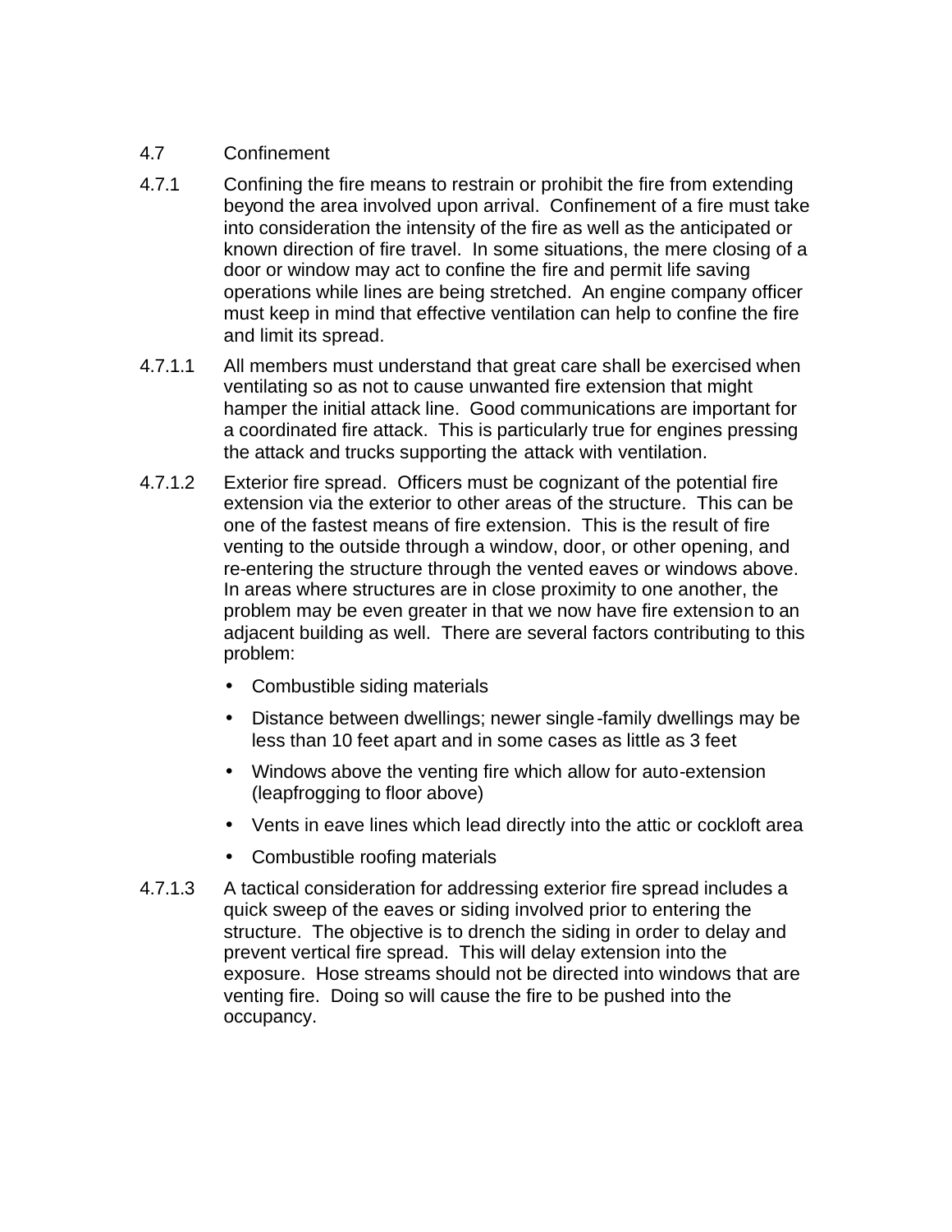## 4.7 Confinement

4.7.1 Confining the fire means to restrain or prohibit the fire from extending beyond the area involved upon arrival. Confinement of a fire must take into consideration the intensity of the fire as well as the anticipated or known direction of fire travel. In some situations, the mere closing of a door or window may act to confine the fire and permit life saving operations while lines are being stretched. An engine company officer must keep in mind that effective ventilation can help to confine the fire and limit its spread.

4.7.1.1 All members must understand that great care shall be exercised when ventilating so as not to cause unwanted fire extension that might hamper the initial attack line. Good communications are important for a coordinated fire attack. This is particularly true for engines pressing the attack and trucks supporting the attack with ventilation.

4.7.1.2 Exterior fire spread. Officers must be cognizant of the potential fire extension via the exterior to other areas of the structure. This can be one of the fastest means of fire extension. This is the result of fire venting to the outside through a window, door, or other opening, and re-entering the structure through the vented eaves or windows above. In areas where structures are in close proximity to one another, the problem may be even greater in that we now have fire extension to an adjacent building as well. There are several factors contributing to this problem:

- Combustible siding materials
- Distance between dwellings; newer single-family dwellings may be less than 10 feet apart and in some cases as little as 3 feet
- Windows above the venting fire which allow for auto-extension (leapfrogging to floor above)
- Vents in eave lines which lead directly into the attic or cockloft area
- Combustible roofing materials

4.7.1.3 A tactical consideration for addressing exterior fire spread includes a quick sweep of the eaves or siding involved prior to entering the structure. The objective is to drench the siding in order to delay and prevent vertical fire spread. This will delay extension into the exposure. Hose streams should not be directed into windows that are venting fire. Doing so will cause the fire to be pushed into the occupancy.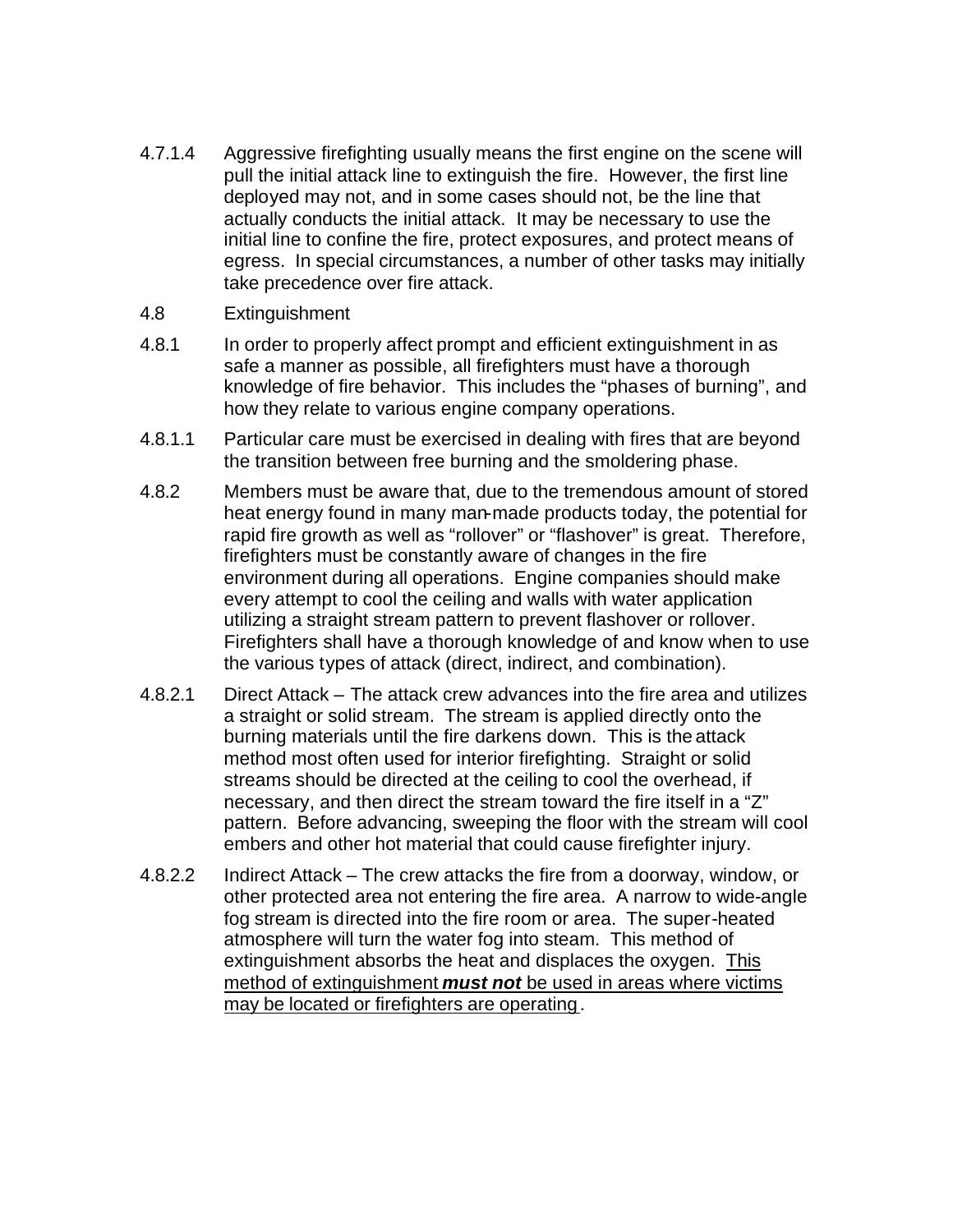4.7.1.4 Aggressive firefighting usually means the first engine on the scene will pull the initial attack line to extinguish the fire. However, the first line deployed may not, and in some cases should not, be the line that actually conducts the initial attack. It may be necessary to use the initial line to confine the fire, protect exposures, and protect means of egress. In special circumstances, a number of other tasks may initially take precedence over fire attack.

4.8 Extinguishment

4.8.1 In order to properly affect prompt and efficient extinguishment in as safe a manner as possible, all firefighters must have a thorough knowledge of fire behavior. This includes the "phases of burning", and how they relate to various engine company operations.

4.8.1.1 Particular care must be exercised in dealing with fires that are beyond the transition between free burning and the smoldering phase.

4.8.2 Members must be aware that, due to the tremendous amount of stored heat energy found in many man-made products today, the potential for rapid fire growth as well as "rollover" or "flashover" is great. Therefore, firefighters must be constantly aware of changes in the fire environment during all operations. Engine companies should make every attempt to cool the ceiling and walls with water application utilizing a straight stream pattern to prevent flashover or rollover. Firefighters shall have a thorough knowledge of and know when to use the various types of attack (direct, indirect, and combination).

4.8.2.1 Direct Attack – The attack crew advances into the fire area and utilizes a straight or solid stream. The stream is applied directly onto the burning materials until the fire darkens down. This is the attack method most often used for interior firefighting. Straight or solid streams should be directed at the ceiling to cool the overhead, if necessary, and then direct the stream toward the fire itself in a "Z" pattern. Before advancing, sweeping the floor with the stream will cool embers and other hot material that could cause firefighter injury.

4.8.2.2 Indirect Attack – The crew attacks the fire from a doorway, window, or other protected area not entering the fire area. A narrow to wide-angle fog stream is directed into the fire room or area. The super-heated atmosphere will turn the water fog into steam. This method of extinguishment absorbs the heat and displaces the oxygen. <u>This method of extinguishment ***must not*** be used in areas where victims may be located or firefighters are operating</u>.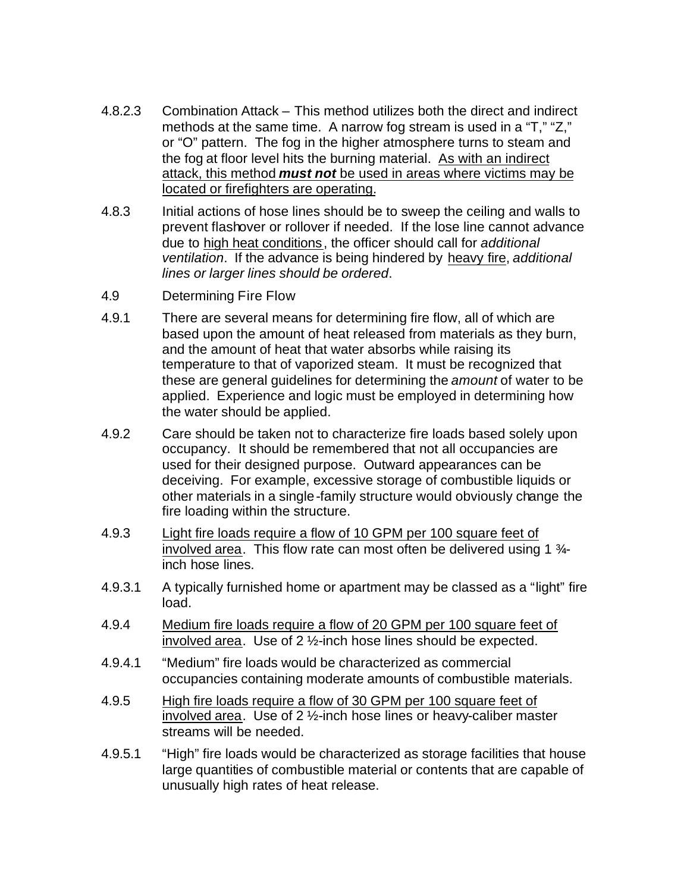4.8.2.3 Combination Attack – This method utilizes both the direct and indirect methods at the same time. A narrow fog stream is used in a "T," "Z," or "O" pattern. The fog in the higher atmosphere turns to steam and the fog at floor level hits the burning material. <u>As with an indirect attack, this method ***must not*** be used in areas where victims may be located or firefighters are operating.</u>

4.8.3 Initial actions of hose lines should be to sweep the ceiling and walls to prevent flashover or rollover if needed. If the lose line cannot advance due to <u>high heat conditions</u>, the officer should call for *additional ventilation*. If the advance is being hindered by <u>heavy fire</u>, *additional lines or larger lines should be ordered*.

4.9 Determining Fire Flow

4.9.1 There are several means for determining fire flow, all of which are based upon the amount of heat released from materials as they burn, and the amount of heat that water absorbs while raising its temperature to that of vaporized steam. It must be recognized that these are general guidelines for determining the *amount* of water to be applied. Experience and logic must be employed in determining how the water should be applied.

4.9.2 Care should be taken not to characterize fire loads based solely upon occupancy. It should be remembered that not all occupancies are used for their designed purpose. Outward appearances can be deceiving. For example, excessive storage of combustible liquids or other materials in a single-family structure would obviously change the fire loading within the structure.

4.9.3 <u>Light fire loads require a flow of 10 GPM per 100 square feet of involved area</u>. This flow rate can most often be delivered using 1 ¾-inch hose lines.

4.9.3.1 A typically furnished home or apartment may be classed as a "light" fire load.

4.9.4 <u>Medium fire loads require a flow of 20 GPM per 100 square feet of involved area</u>. Use of 2 ½-inch hose lines should be expected.

4.9.4.1 "Medium" fire loads would be characterized as commercial occupancies containing moderate amounts of combustible materials.

4.9.5 <u>High fire loads require a flow of 30 GPM per 100 square feet of involved area</u>. Use of 2 ½-inch hose lines or heavy-caliber master streams will be needed.

4.9.5.1 "High" fire loads would be characterized as storage facilities that house large quantities of combustible material or contents that are capable of unusually high rates of heat release.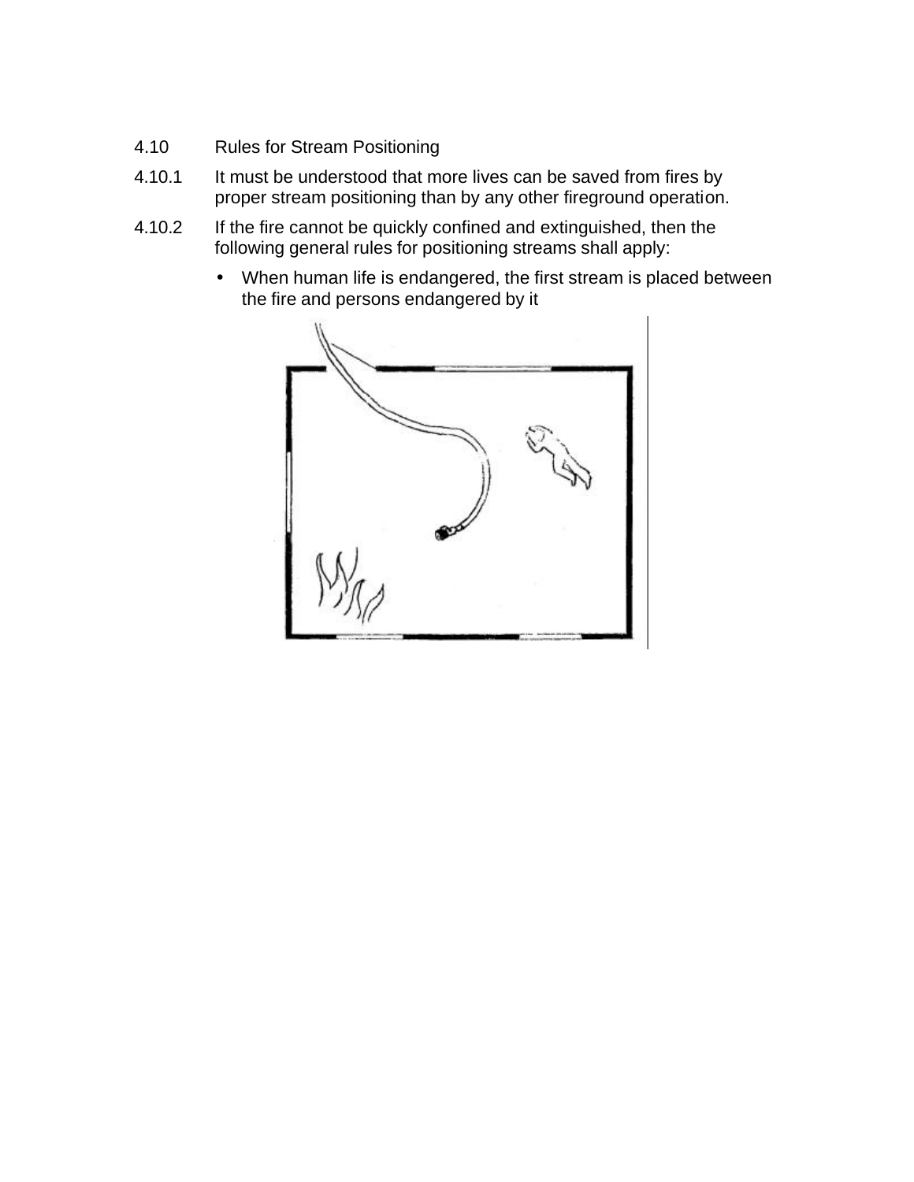4.10 Rules for Stream Positioning

4.10.1 It must be understood that more lives can be saved from fires by proper stream positioning than by any other fireground operation.

4.10.2 If the fire cannot be quickly confined and extinguished, then the following general rules for positioning streams shall apply:

- When human life is endangered, the first stream is placed between the fire and persons endangered by it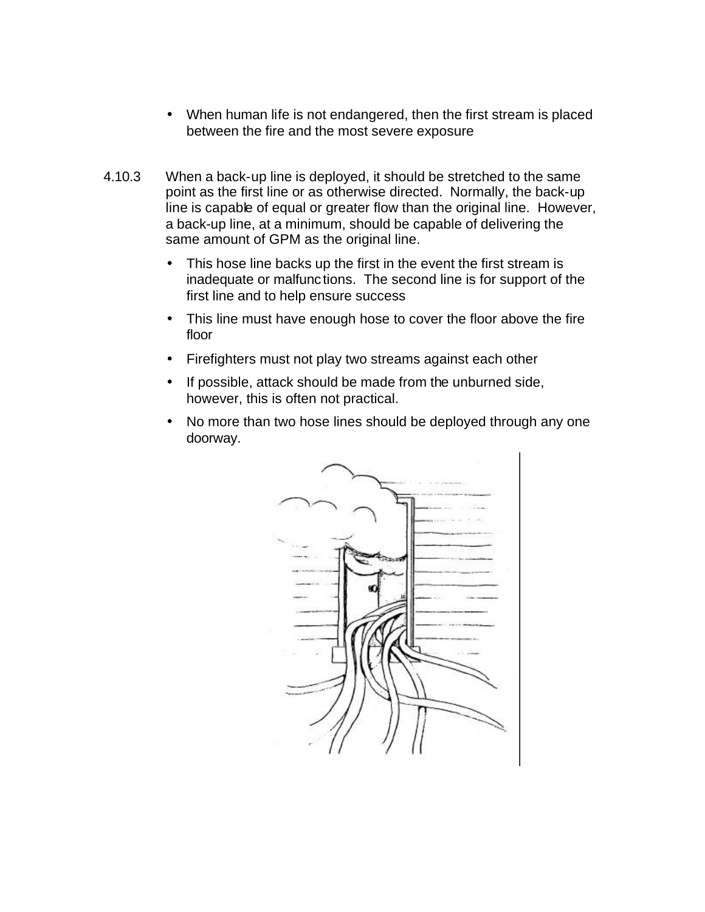- When human life is not endangered, then the first stream is placed between the fire and the most severe exposure

4.10.3 When a back-up line is deployed, it should be stretched to the same point as the first line or as otherwise directed. Normally, the back-up line is capable of equal or greater flow than the original line. However, a back-up line, at a minimum, should be capable of delivering the same amount of GPM as the original line.

- This hose line backs up the first in the event the first stream is inadequate or malfunctions. The second line is for support of the first line and to help ensure success
- This line must have enough hose to cover the floor above the fire floor
- Firefighters must not play two streams against each other
- If possible, attack should be made from the unburned side, however, this is often not practical.
- No more than two hose lines should be deployed through any one doorway.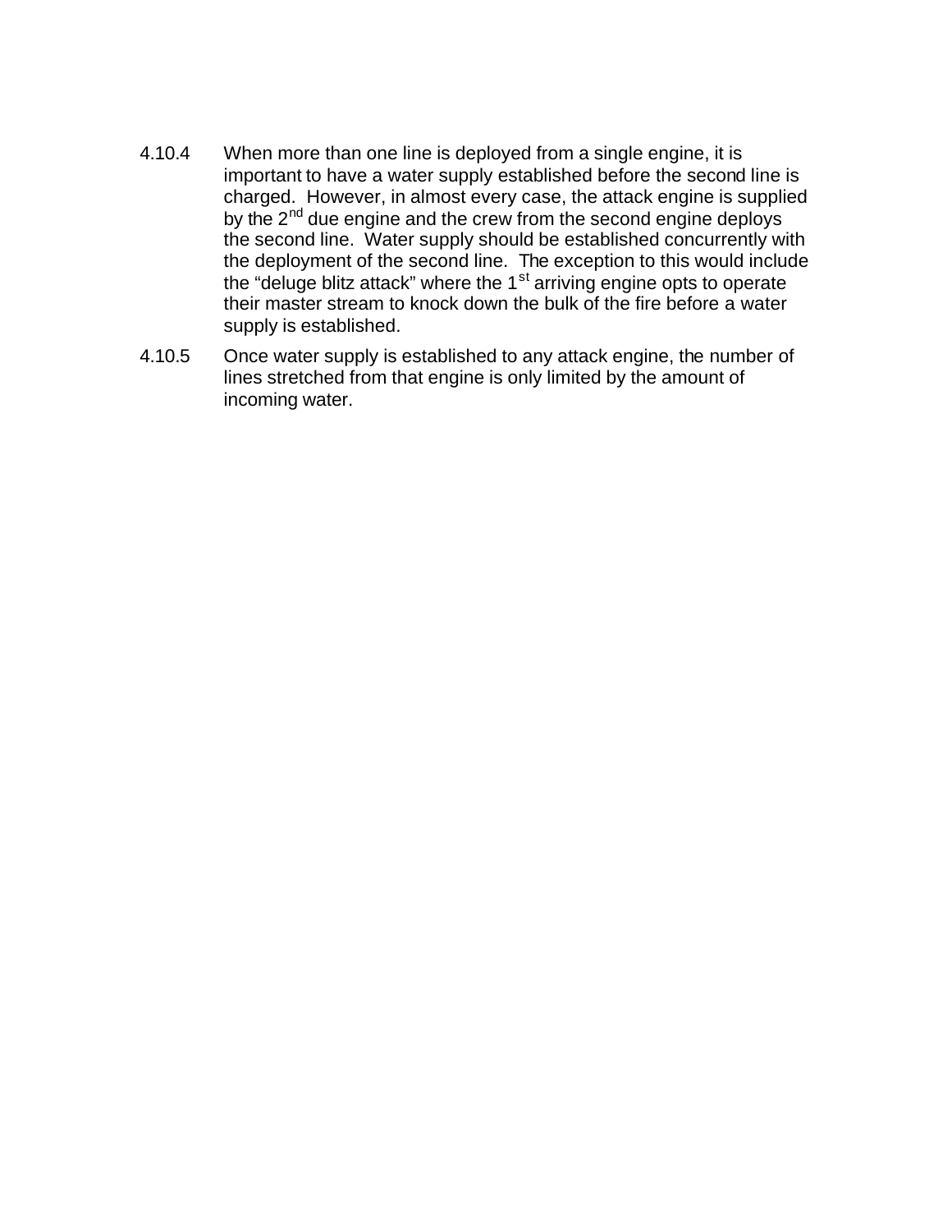4.10.4 When more than one line is deployed from a single engine, it is important to have a water supply established before the second line is charged. However, in almost every case, the attack engine is supplied by the 2nd due engine and the crew from the second engine deploys the second line. Water supply should be established concurrently with the deployment of the second line. The exception to this would include the "deluge blitz attack" where the 1st arriving engine opts to operate their master stream to knock down the bulk of the fire before a water supply is established.

4.10.5 Once water supply is established to any attack engine, the number of lines stretched from that engine is only limited by the amount of incoming water.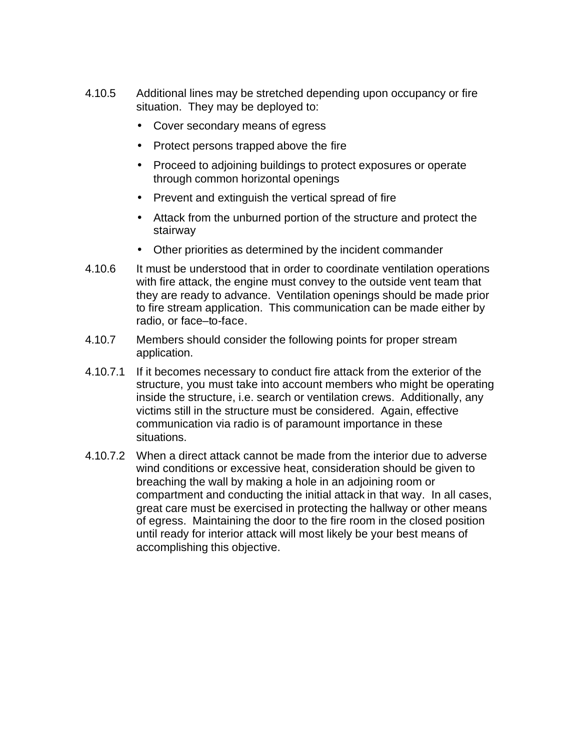4.10.5 Additional lines may be stretched depending upon occupancy or fire situation. They may be deployed to:

- Cover secondary means of egress
- Protect persons trapped above the fire
- Proceed to adjoining buildings to protect exposures or operate through common horizontal openings
- Prevent and extinguish the vertical spread of fire
- Attack from the unburned portion of the structure and protect the stairway
- Other priorities as determined by the incident commander

4.10.6 It must be understood that in order to coordinate ventilation operations with fire attack, the engine must convey to the outside vent team that they are ready to advance. Ventilation openings should be made prior to fire stream application. This communication can be made either by radio, or face–to-face.

4.10.7 Members should consider the following points for proper stream application.

4.10.7.1 If it becomes necessary to conduct fire attack from the exterior of the structure, you must take into account members who might be operating inside the structure, i.e. search or ventilation crews. Additionally, any victims still in the structure must be considered. Again, effective communication via radio is of paramount importance in these situations.

4.10.7.2 When a direct attack cannot be made from the interior due to adverse wind conditions or excessive heat, consideration should be given to breaching the wall by making a hole in an adjoining room or compartment and conducting the initial attack in that way. In all cases, great care must be exercised in protecting the hallway or other means of egress. Maintaining the door to the fire room in the closed position until ready for interior attack will most likely be your best means of accomplishing this objective.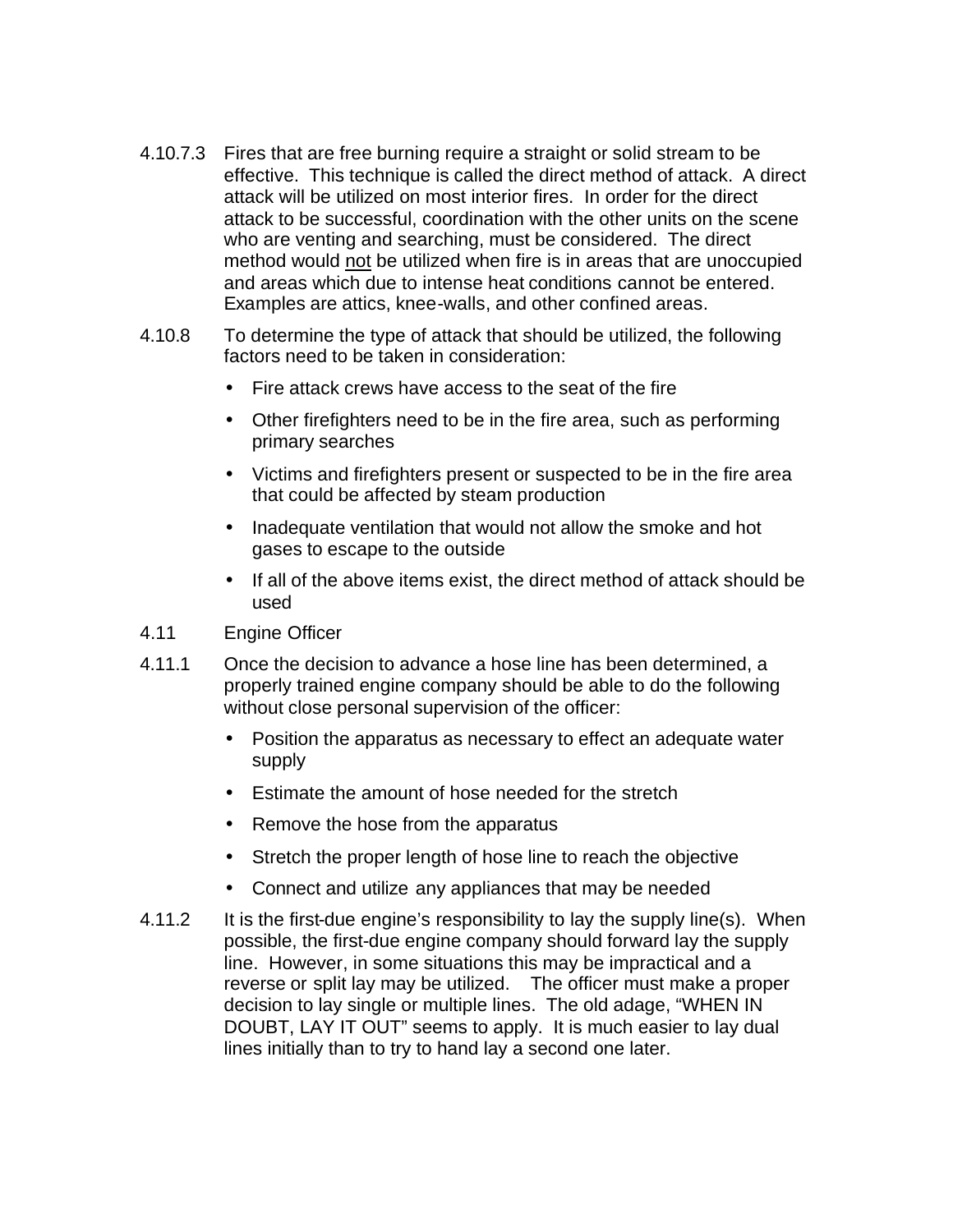4.10.7.3 Fires that are free burning require a straight or solid stream to be effective. This technique is called the direct method of attack. A direct attack will be utilized on most interior fires. In order for the direct attack to be successful, coordination with the other units on the scene who are venting and searching, must be considered. The direct method would <u>not</u> be utilized when fire is in areas that are unoccupied and areas which due to intense heat conditions cannot be entered. Examples are attics, knee-walls, and other confined areas.

4.10.8 To determine the type of attack that should be utilized, the following factors need to be taken in consideration:

- Fire attack crews have access to the seat of the fire
- Other firefighters need to be in the fire area, such as performing primary searches
- Victims and firefighters present or suspected to be in the fire area that could be affected by steam production
- Inadequate ventilation that would not allow the smoke and hot gases to escape to the outside
- If all of the above items exist, the direct method of attack should be used

4.11 Engine Officer

4.11.1 Once the decision to advance a hose line has been determined, a properly trained engine company should be able to do the following without close personal supervision of the officer:

- Position the apparatus as necessary to effect an adequate water supply
- Estimate the amount of hose needed for the stretch
- Remove the hose from the apparatus
- Stretch the proper length of hose line to reach the objective
- Connect and utilize any appliances that may be needed

4.11.2 It is the first-due engine's responsibility to lay the supply line(s). When possible, the first-due engine company should forward lay the supply line. However, in some situations this may be impractical and a reverse or split lay may be utilized. The officer must make a proper decision to lay single or multiple lines. The old adage, "WHEN IN DOUBT, LAY IT OUT" seems to apply. It is much easier to lay dual lines initially than to try to hand lay a second one later.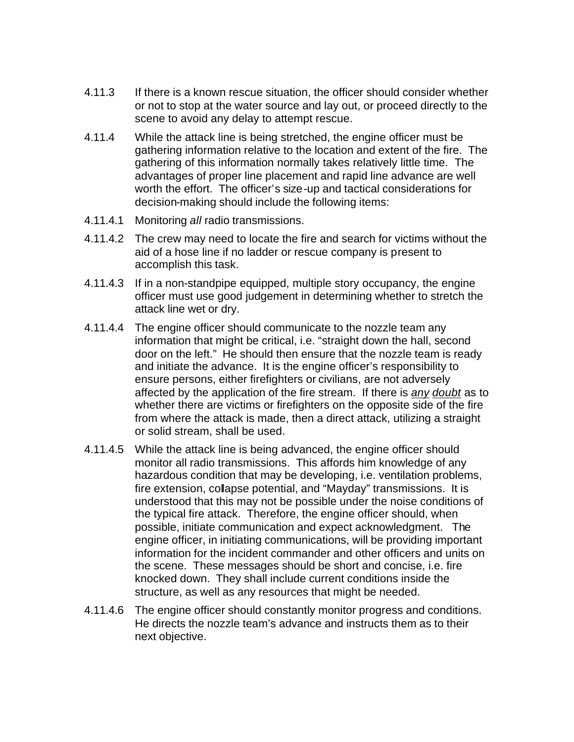4.11.3 If there is a known rescue situation, the officer should consider whether or not to stop at the water source and lay out, or proceed directly to the scene to avoid any delay to attempt rescue.

4.11.4 While the attack line is being stretched, the engine officer must be gathering information relative to the location and extent of the fire. The gathering of this information normally takes relatively little time. The advantages of proper line placement and rapid line advance are well worth the effort. The officer's size-up and tactical considerations for decision-making should include the following items:

4.11.4.1 Monitoring *all* radio transmissions.

4.11.4.2 The crew may need to locate the fire and search for victims without the aid of a hose line if no ladder or rescue company is present to accomplish this task.

4.11.4.3 If in a non-standpipe equipped, multiple story occupancy, the engine officer must use good judgement in determining whether to stretch the attack line wet or dry.

4.11.4.4 The engine officer should communicate to the nozzle team any information that might be critical, i.e. "straight down the hall, second door on the left." He should then ensure that the nozzle team is ready and initiate the advance. It is the engine officer's responsibility to ensure persons, either firefighters or civilians, are not adversely affected by the application of the fire stream. If there is *any* doubt as to whether there are victims or firefighters on the opposite side of the fire from where the attack is made, then a direct attack, utilizing a straight or solid stream, shall be used.

4.11.4.5 While the attack line is being advanced, the engine officer should monitor all radio transmissions. This affords him knowledge of any hazardous condition that may be developing, i.e. ventilation problems, fire extension, collapse potential, and "Mayday" transmissions. It is understood that this may not be possible under the noise conditions of the typical fire attack. Therefore, the engine officer should, when possible, initiate communication and expect acknowledgment. The engine officer, in initiating communications, will be providing important information for the incident commander and other officers and units on the scene. These messages should be short and concise, i.e. fire knocked down. They shall include current conditions inside the structure, as well as any resources that might be needed.

4.11.4.6 The engine officer should constantly monitor progress and conditions. He directs the nozzle team's advance and instructs them as to their next objective.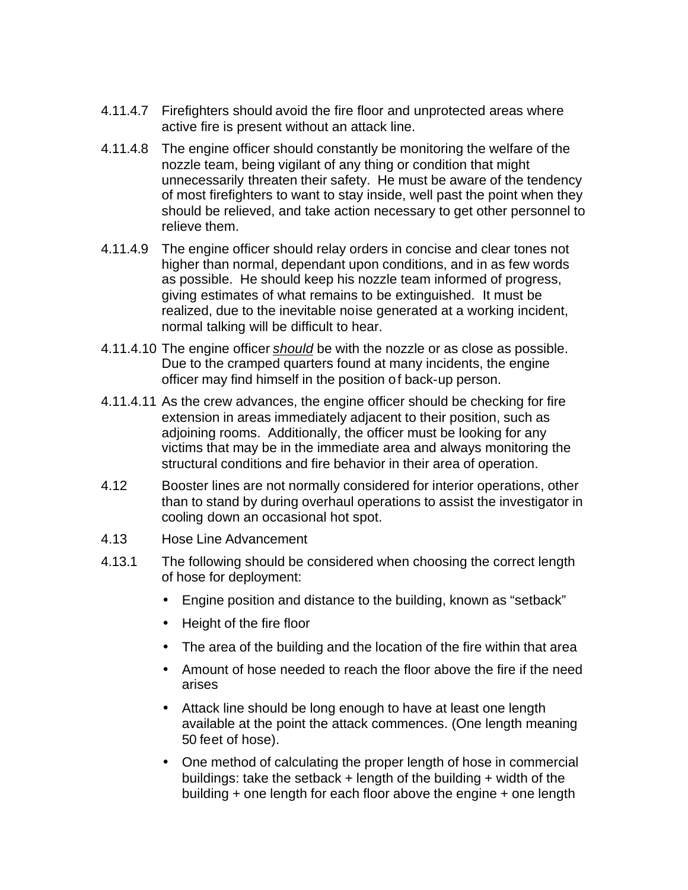4.11.4.7 Firefighters should avoid the fire floor and unprotected areas where active fire is present without an attack line.

4.11.4.8 The engine officer should constantly be monitoring the welfare of the nozzle team, being vigilant of any thing or condition that might unnecessarily threaten their safety. He must be aware of the tendency of most firefighters to want to stay inside, well past the point when they should be relieved, and take action necessary to get other personnel to relieve them.

4.11.4.9 The engine officer should relay orders in concise and clear tones not higher than normal, dependant upon conditions, and in as few words as possible. He should keep his nozzle team informed of progress, giving estimates of what remains to be extinguished. It must be realized, due to the inevitable noise generated at a working incident, normal talking will be difficult to hear.

4.11.4.10 The engine officer <u>*should*</u> be with the nozzle or as close as possible. Due to the cramped quarters found at many incidents, the engine officer may find himself in the position of back-up person.

4.11.4.11 As the crew advances, the engine officer should be checking for fire extension in areas immediately adjacent to their position, such as adjoining rooms. Additionally, the officer must be looking for any victims that may be in the immediate area and always monitoring the structural conditions and fire behavior in their area of operation.

4.12 Booster lines are not normally considered for interior operations, other than to stand by during overhaul operations to assist the investigator in cooling down an occasional hot spot.

4.13 Hose Line Advancement

4.13.1 The following should be considered when choosing the correct length of hose for deployment:

- Engine position and distance to the building, known as "setback"
- Height of the fire floor
- The area of the building and the location of the fire within that area
- Amount of hose needed to reach the floor above the fire if the need arises
- Attack line should be long enough to have at least one length available at the point the attack commences. (One length meaning 50 feet of hose).
- One method of calculating the proper length of hose in commercial buildings: take the setback + length of the building + width of the building + one length for each floor above the engine + one length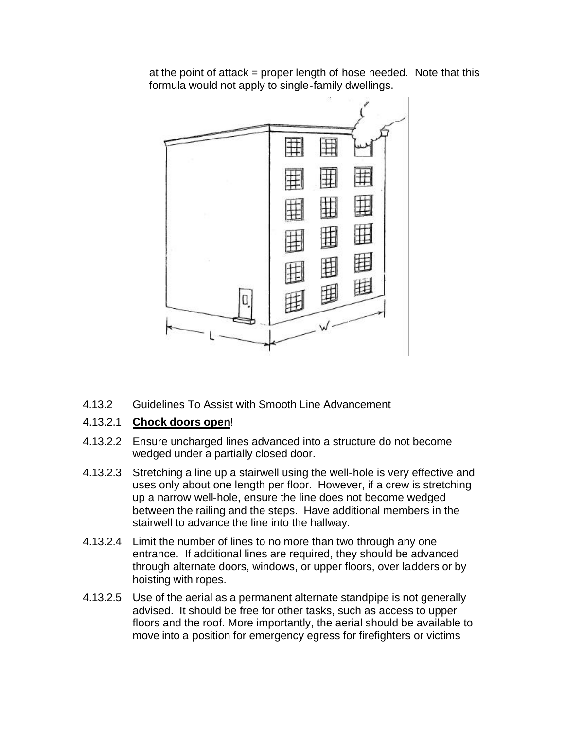at the point of attack = proper length of hose needed. Note that this formula would not apply to single-family dwellings.

4.13.2 Guidelines To Assist with Smooth Line Advancement

4.13.2.1 **Chock doors open**!

4.13.2.2 Ensure uncharged lines advanced into a structure do not become wedged under a partially closed door.

4.13.2.3 Stretching a line up a stairwell using the well-hole is very effective and uses only about one length per floor. However, if a crew is stretching up a narrow well-hole, ensure the line does not become wedged between the railing and the steps. Have additional members in the stairwell to advance the line into the hallway.

4.13.2.4 Limit the number of lines to no more than two through any one entrance. If additional lines are required, they should be advanced through alternate doors, windows, or upper floors, over ladders or by hoisting with ropes.

4.13.2.5 <u>Use of the aerial as a permanent alternate standpipe is not generally advised</u>. It should be free for other tasks, such as access to upper floors and the roof. More importantly, the aerial should be available to move into a position for emergency egress for firefighters or victims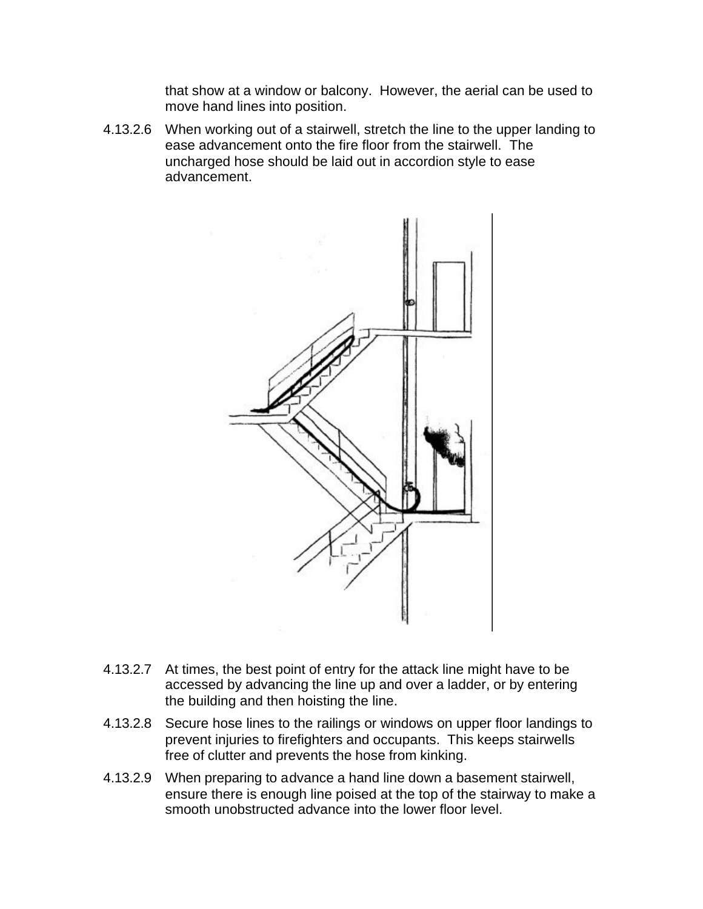that show at a window or balcony. However, the aerial can be used to move hand lines into position.

4.13.2.6 When working out of a stairwell, stretch the line to the upper landing to ease advancement onto the fire floor from the stairwell. The uncharged hose should be laid out in accordion style to ease advancement.

4.13.2.7 At times, the best point of entry for the attack line might have to be accessed by advancing the line up and over a ladder, or by entering the building and then hoisting the line.

4.13.2.8 Secure hose lines to the railings or windows on upper floor landings to prevent injuries to firefighters and occupants. This keeps stairwells free of clutter and prevents the hose from kinking.

4.13.2.9 When preparing to advance a hand line down a basement stairwell, ensure there is enough line poised at the top of the stairway to make a smooth unobstructed advance into the lower floor level.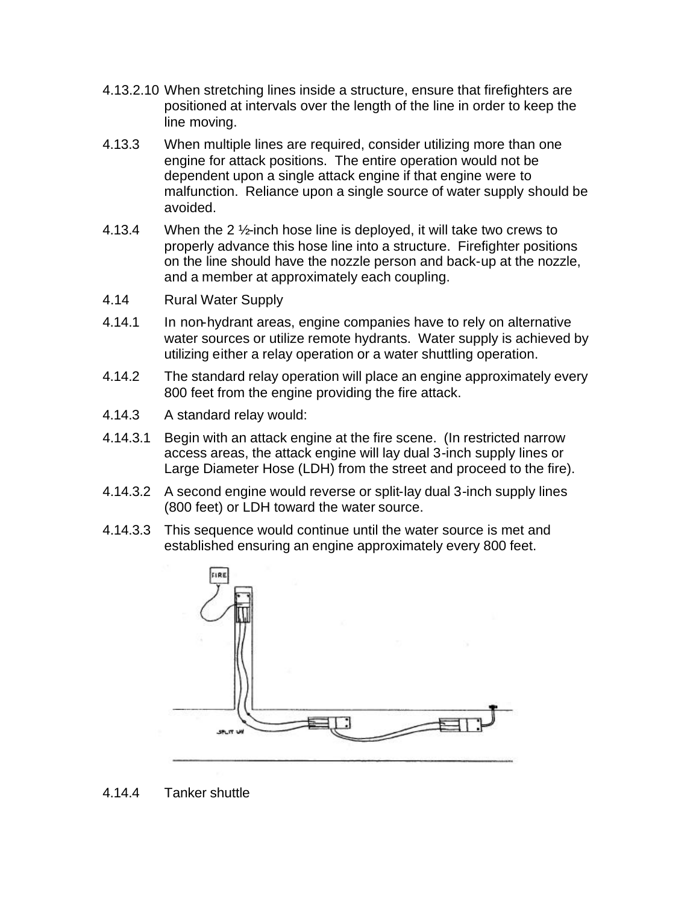4.13.2.10 When stretching lines inside a structure, ensure that firefighters are positioned at intervals over the length of the line in order to keep the line moving.

4.13.3 When multiple lines are required, consider utilizing more than one engine for attack positions. The entire operation would not be dependent upon a single attack engine if that engine were to malfunction. Reliance upon a single source of water supply should be avoided.

4.13.4 When the 2 ½-inch hose line is deployed, it will take two crews to properly advance this hose line into a structure. Firefighter positions on the line should have the nozzle person and back-up at the nozzle, and a member at approximately each coupling.

4.14 Rural Water Supply

4.14.1 In non-hydrant areas, engine companies have to rely on alternative water sources or utilize remote hydrants. Water supply is achieved by utilizing either a relay operation or a water shuttling operation.

4.14.2 The standard relay operation will place an engine approximately every 800 feet from the engine providing the fire attack.

4.14.3 A standard relay would:

4.14.3.1 Begin with an attack engine at the fire scene. (In restricted narrow access areas, the attack engine will lay dual 3-inch supply lines or Large Diameter Hose (LDH) from the street and proceed to the fire).

4.14.3.2 A second engine would reverse or split-lay dual 3-inch supply lines (800 feet) or LDH toward the water source.

4.14.3.3 This sequence would continue until the water source is met and established ensuring an engine approximately every 800 feet.

4.14.4 Tanker shuttle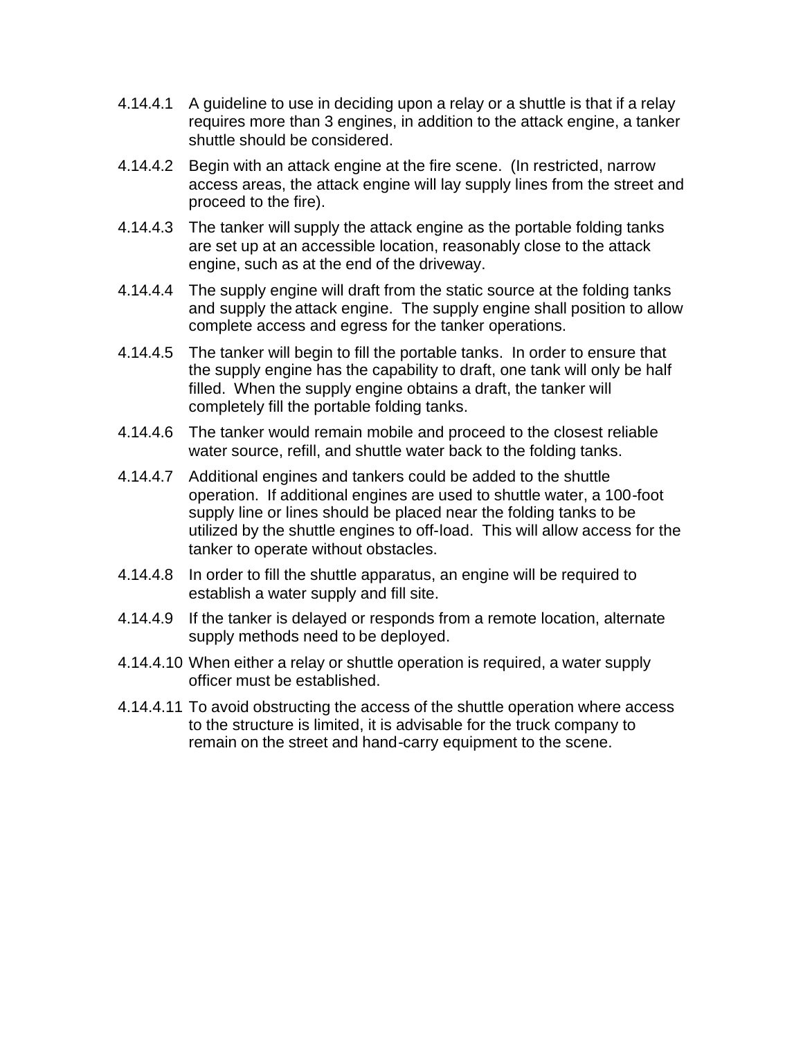4.14.4.1 A guideline to use in deciding upon a relay or a shuttle is that if a relay requires more than 3 engines, in addition to the attack engine, a tanker shuttle should be considered.

4.14.4.2 Begin with an attack engine at the fire scene. (In restricted, narrow access areas, the attack engine will lay supply lines from the street and proceed to the fire).

4.14.4.3 The tanker will supply the attack engine as the portable folding tanks are set up at an accessible location, reasonably close to the attack engine, such as at the end of the driveway.

4.14.4.4 The supply engine will draft from the static source at the folding tanks and supply the attack engine. The supply engine shall position to allow complete access and egress for the tanker operations.

4.14.4.5 The tanker will begin to fill the portable tanks. In order to ensure that the supply engine has the capability to draft, one tank will only be half filled. When the supply engine obtains a draft, the tanker will completely fill the portable folding tanks.

4.14.4.6 The tanker would remain mobile and proceed to the closest reliable water source, refill, and shuttle water back to the folding tanks.

4.14.4.7 Additional engines and tankers could be added to the shuttle operation. If additional engines are used to shuttle water, a 100-foot supply line or lines should be placed near the folding tanks to be utilized by the shuttle engines to off-load. This will allow access for the tanker to operate without obstacles.

4.14.4.8 In order to fill the shuttle apparatus, an engine will be required to establish a water supply and fill site.

4.14.4.9 If the tanker is delayed or responds from a remote location, alternate supply methods need to be deployed.

4.14.4.10 When either a relay or shuttle operation is required, a water supply officer must be established.

4.14.4.11 To avoid obstructing the access of the shuttle operation where access to the structure is limited, it is advisable for the truck company to remain on the street and hand-carry equipment to the scene.